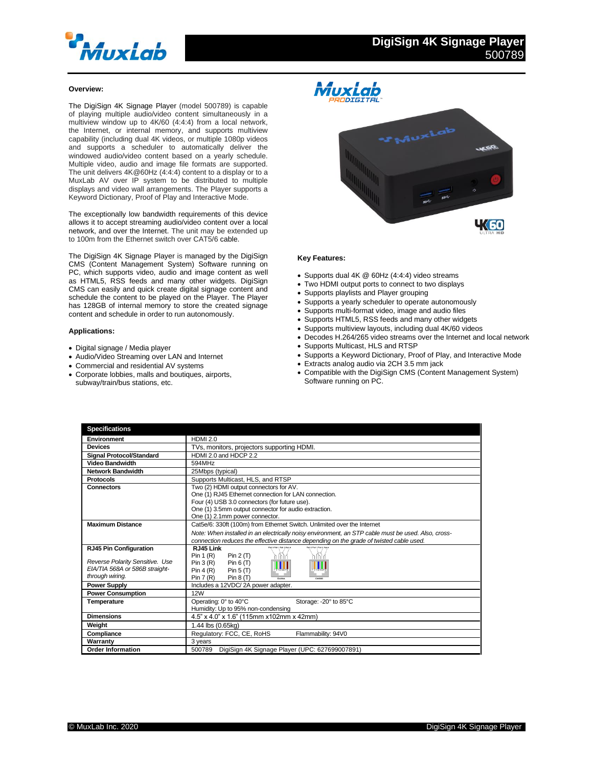# DigiSign 4K Signage Player
500789

### Overview:

The DigiSign 4K Signage Player (model 500789) is capable of playing multiple audio/video content simultaneously in a multiview window up to 4K/60 (4:4:4) from a local network, the Internet, or internal memory, and supports multiview capability (including dual 4K videos, or multiple 1080p videos and supports a scheduler to automatically deliver the windowed audio/video content based on a yearly schedule. Multiple video, audio and image file formats are supported. The unit delivers 4K@60Hz (4:4:4) content to a display or to a MuxLab AV over IP system to be distributed to multiple displays and video wall arrangements. The Player supports a Keyword Dictionary, Proof of Play and Interactive Mode.

The exceptionally low bandwidth requirements of this device allows it to accept streaming audio/video content over a local network, and over the Internet. The unit may be extended up to 100m from the Ethernet switch over CAT5/6 cable.

The DigiSign 4K Signage Player is managed by the DigiSign CMS (Content Management System) Software running on PC, which supports video, audio and image content as well as HTML5, RSS feeds and many other widgets. DigiSign CMS can easily and quick create digital signage content and schedule the content to be played on the Player. The Player has 128GB of internal memory to store the created signage content and schedule in order to run autonomously.

### Applications:

- Digital signage / Media player
- Audio/Video Streaming over LAN and Internet
- Commercial and residential AV systems
- Corporate lobbies, malls and boutiques, airports, subway/train/bus stations, etc.

### Key Features:

- Supports dual 4K @ 60Hz (4:4:4) video streams
- Two HDMI output ports to connect to two displays
- Supports playlists and Player grouping
- Supports a yearly scheduler to operate autonomously
- Supports multi-format video, image and audio files
- Supports HTML5, RSS feeds and many other widgets
- Supports multiview layouts, including dual 4K/60 videos
- Decodes H.264/265 video streams over the Internet and local network
- Supports Multicast, HLS and RTSP
- Supports a Keyword Dictionary, Proof of Play, and Interactive Mode
- Extracts analog audio via 2CH 3.5 mm jack
- Compatible with the DigiSign CMS (Content Management System) Software running on PC.

| Specifications | |
|---|---|
| **Environment** | HDMI 2.0 |
| **Devices** | TVs, monitors, projectors supporting HDMI. |
| **Signal Protocol/Standard** | HDMI 2.0 and HDCP 2.2 |
| **Video Bandwidth** | 594MHz |
| **Network Bandwidth** | 25Mbps (typical) |
| **Protocols** | Supports Multicast, HLS, and RTSP |
| **Connectors** | Two (2) HDMI output connectors for AV.<br>One (1) RJ45 Ethernet connection for LAN connection.<br>Four (4) USB 3.0 connectors (for future use).<br>One (1) 3.5mm output connector for audio extraction.<br>One (1) 2.1mm power connector. |
| **Maximum Distance** | Cat5e/6: 330ft (100m) from Ethernet Switch. Unlimited over the Internet<br>*Note: When installed in an electrically noisy environment, an STP cable must be used. Also, cross-connection reduces the effective distance depending on the grade of twisted cable used.* |
| **RJ45 Pin Configuration**<br>*Reverse Polarity Sensitive. Use EIA/TIA 568A or 586B straight-through wiring.* | **RJ45 Link**<br>Pin 1 (R) Pin 2 (T)<br>Pin 3 (R) Pin 6 (T)<br>Pin 4 (R) Pin 5 (T)<br>Pin 7 (R) Pin 8 (T) |
| **Power Supply** | Includes a 12VDC/ 2A power adapter. |
| **Power Consumption** | 12W |
| **Temperature** | Operating: 0° to 40°C Storage: -20° to 85°C<br>Humidity: Up to 95% non-condensing |
| **Dimensions** | 4.5" x 4.0" x 1.6" (115mm x102mm x 42mm) |
| **Weight** | 1.44 lbs (0.65kg) |
| **Compliance** | Regulatory: FCC, CE, RoHS Flammability: 94V0 |
| **Warranty** | 3 years |
| **Order Information** | 500789 DigiSign 4K Signage Player (UPC: 627699007891) |

© MuxLab Inc. 2020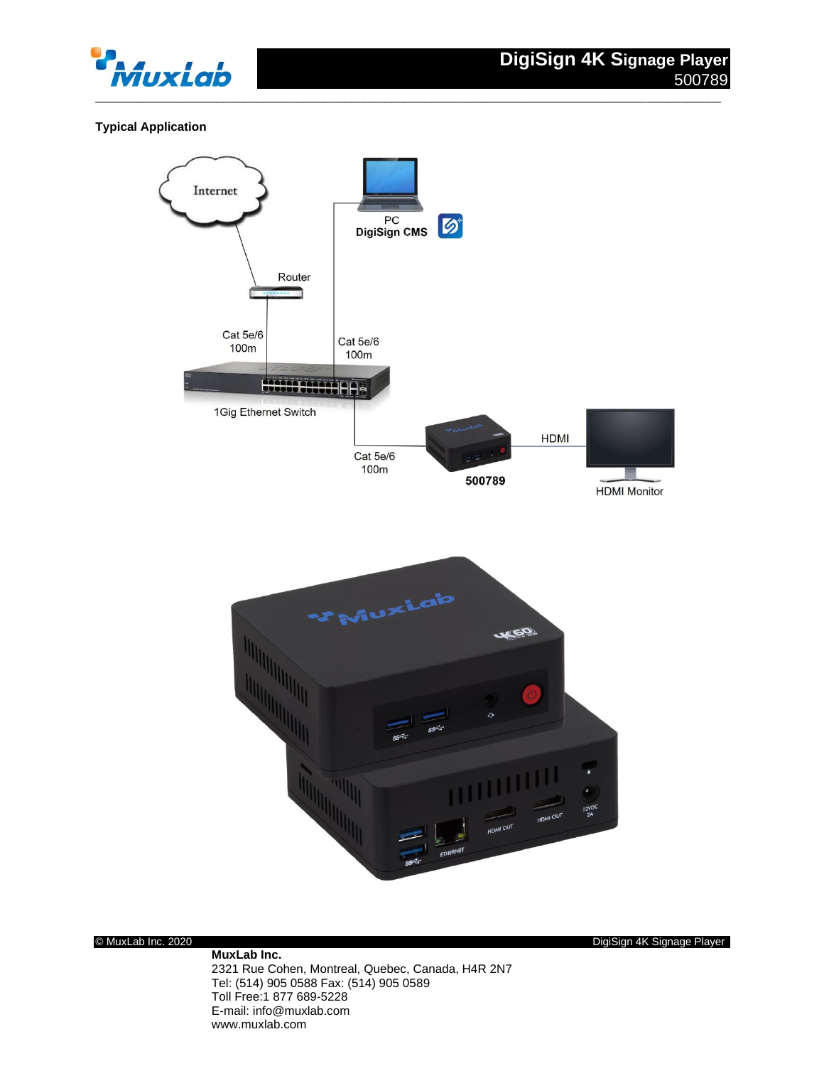## Typical Application

Internet

Router

PC
DigiSign CMS

Cat 5e/6
100m

Cat 5e/6
100m

1Gig Ethernet Switch

Cat 5e/6
100m

500789

HDMI

HDMI Monitor

**MuxLab Inc.**
2321 Rue Cohen, Montreal, Quebec, Canada, H4R 2N7
Tel: (514) 905 0588 Fax: (514) 905 0589
Toll Free:1 877 689-5228
E-mail: info@muxlab.com
www.muxlab.com